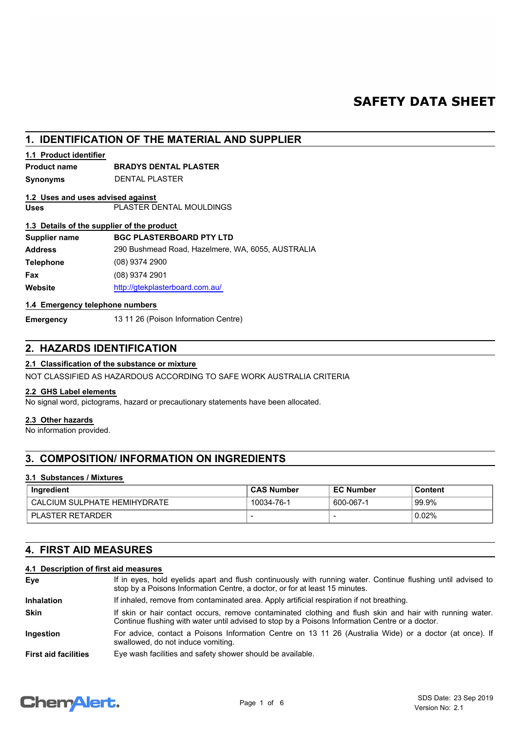# SAFETY DATA SHEET

## 1. IDENTIFICATION OF THE MATERIAL AND SUPPLIER

### 1.1 Product identifier

| | |
|---|---|
| **Product name** | **BRADYS DENTAL PLASTER** |
| **Synonyms** | DENTAL PLASTER |

### 1.2 Uses and uses advised against

| | |
|---|---|
| **Uses** | PLASTER DENTAL MOULDINGS |

### 1.3 Details of the supplier of the product

| | |
|---|---|
| **Supplier name** | **BGC PLASTERBOARD PTY LTD** |
| **Address** | 290 Bushmead Road, Hazelmere, WA, 6055, AUSTRALIA |
| **Telephone** | (08) 9374 2900 |
| **Fax** | (08) 9374 2901 |
| **Website** | http://gtekplasterboard.com.au/ |

### 1.4 Emergency telephone numbers

| | |
|---|---|
| **Emergency** | 13 11 26 (Poison Information Centre) |

## 2. HAZARDS IDENTIFICATION

### 2.1 Classification of the substance or mixture

NOT CLASSIFIED AS HAZARDOUS ACCORDING TO SAFE WORK AUSTRALIA CRITERIA

### 2.2 GHS Label elements

No signal word, pictograms, hazard or precautionary statements have been allocated.

### 2.3 Other hazards

No information provided.

## 3. COMPOSITION/ INFORMATION ON INGREDIENTS

### 3.1 Substances / Mixtures

| Ingredient | CAS Number | EC Number | Content |
|---|---|---|---|
| CALCIUM SULPHATE HEMIHYDRATE | 10034-76-1 | 600-067-1 | 99.9% |
| PLASTER RETARDER | - | - | 0.02% |

## 4. FIRST AID MEASURES

### 4.1 Description of first aid measures

| | |
|---|---|
| **Eye** | If in eyes, hold eyelids apart and flush continuously with running water. Continue flushing until advised to stop by a Poisons Information Centre, a doctor, or for at least 15 minutes. |
| **Inhalation** | If inhaled, remove from contaminated area. Apply artificial respiration if not breathing. |
| **Skin** | If skin or hair contact occurs, remove contaminated clothing and flush skin and hair with running water. Continue flushing with water until advised to stop by a Poisons Information Centre or a doctor. |
| **Ingestion** | For advice, contact a Poisons Information Centre on 13 11 26 (Australia Wide) or a doctor (at once). If swallowed, do not induce vomiting. |
| **First aid facilities** | Eye wash facilities and safety shower should be available. |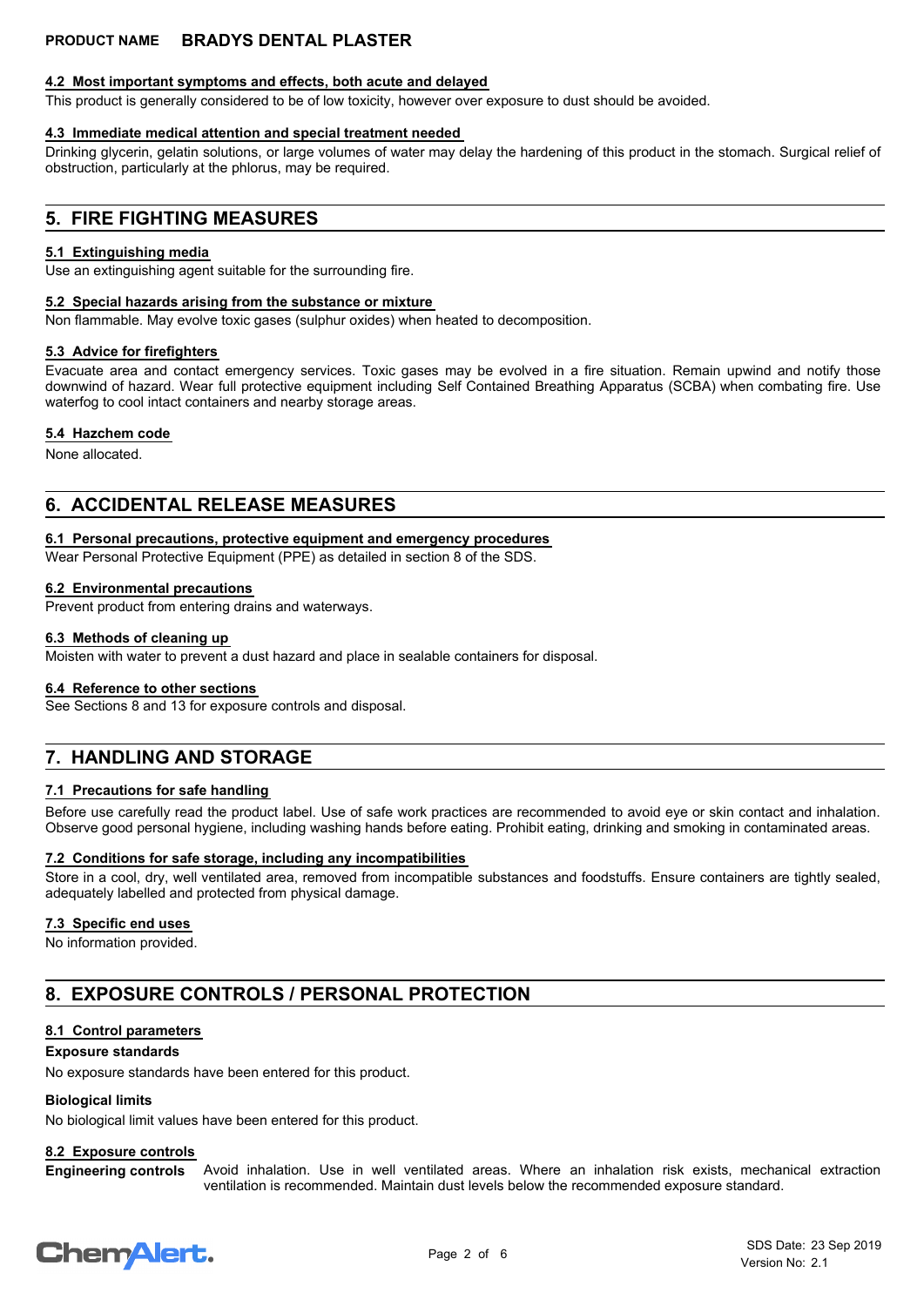#### 4.2 Most important symptoms and effects, both acute and delayed

This product is generally considered to be of low toxicity, however over exposure to dust should be avoided.

#### 4.3 Immediate medical attention and special treatment needed

Drinking glycerin, gelatin solutions, or large volumes of water may delay the hardening of this product in the stomach. Surgical relief of obstruction, particularly at the phlorus, may be required.

## 5. FIRE FIGHTING MEASURES

#### 5.1 Extinguishing media

Use an extinguishing agent suitable for the surrounding fire.

#### 5.2 Special hazards arising from the substance or mixture

Non flammable. May evolve toxic gases (sulphur oxides) when heated to decomposition.

#### 5.3 Advice for firefighters

Evacuate area and contact emergency services. Toxic gases may be evolved in a fire situation. Remain upwind and notify those downwind of hazard. Wear full protective equipment including Self Contained Breathing Apparatus (SCBA) when combating fire. Use waterfog to cool intact containers and nearby storage areas.

#### 5.4 Hazchem code

None allocated.

## 6. ACCIDENTAL RELEASE MEASURES

#### 6.1 Personal precautions, protective equipment and emergency procedures

Wear Personal Protective Equipment (PPE) as detailed in section 8 of the SDS.

#### 6.2 Environmental precautions

Prevent product from entering drains and waterways.

#### 6.3 Methods of cleaning up

Moisten with water to prevent a dust hazard and place in sealable containers for disposal.

#### 6.4 Reference to other sections

See Sections 8 and 13 for exposure controls and disposal.

## 7. HANDLING AND STORAGE

#### 7.1 Precautions for safe handling

Before use carefully read the product label. Use of safe work practices are recommended to avoid eye or skin contact and inhalation. Observe good personal hygiene, including washing hands before eating. Prohibit eating, drinking and smoking in contaminated areas.

#### 7.2 Conditions for safe storage, including any incompatibilities

Store in a cool, dry, well ventilated area, removed from incompatible substances and foodstuffs. Ensure containers are tightly sealed, adequately labelled and protected from physical damage.

#### 7.3 Specific end uses

No information provided.

## 8. EXPOSURE CONTROLS / PERSONAL PROTECTION

#### 8.1 Control parameters

**Exposure standards**

No exposure standards have been entered for this product.

**Biological limits**

No biological limit values have been entered for this product.

#### 8.2 Exposure controls

**Engineering controls** Avoid inhalation. Use in well ventilated areas. Where an inhalation risk exists, mechanical extraction ventilation is recommended. Maintain dust levels below the recommended exposure standard.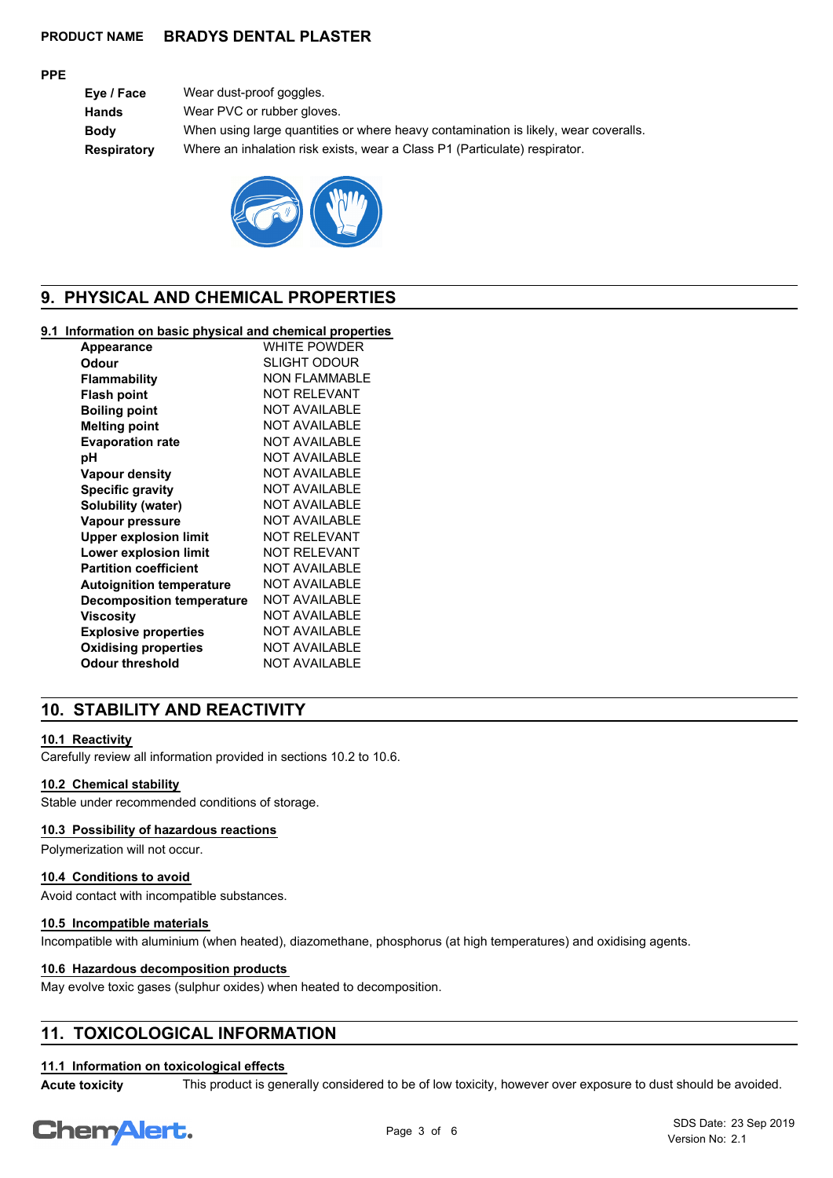**PRODUCT NAME** **BRADYS DENTAL PLASTER**

**PPE**

| | |
|---|---|
| **Eye / Face** | Wear dust-proof goggles. |
| **Hands** | Wear PVC or rubber gloves. |
| **Body** | When using large quantities or where heavy contamination is likely, wear coveralls. |
| **Respiratory** | Where an inhalation risk exists, wear a Class P1 (Particulate) respirator. |

## 9. PHYSICAL AND CHEMICAL PROPERTIES

### 9.1 Information on basic physical and chemical properties

| | |
|---|---|
| **Appearance** | WHITE POWDER |
| **Odour** | SLIGHT ODOUR |
| **Flammability** | NON FLAMMABLE |
| **Flash point** | NOT RELEVANT |
| **Boiling point** | NOT AVAILABLE |
| **Melting point** | NOT AVAILABLE |
| **Evaporation rate** | NOT AVAILABLE |
| **pH** | NOT AVAILABLE |
| **Vapour density** | NOT AVAILABLE |
| **Specific gravity** | NOT AVAILABLE |
| **Solubility (water)** | NOT AVAILABLE |
| **Vapour pressure** | NOT AVAILABLE |
| **Upper explosion limit** | NOT RELEVANT |
| **Lower explosion limit** | NOT RELEVANT |
| **Partition coefficient** | NOT AVAILABLE |
| **Autoignition temperature** | NOT AVAILABLE |
| **Decomposition temperature** | NOT AVAILABLE |
| **Viscosity** | NOT AVAILABLE |
| **Explosive properties** | NOT AVAILABLE |
| **Oxidising properties** | NOT AVAILABLE |
| **Odour threshold** | NOT AVAILABLE |

## 10. STABILITY AND REACTIVITY

### 10.1 Reactivity

Carefully review all information provided in sections 10.2 to 10.6.

### 10.2 Chemical stability

Stable under recommended conditions of storage.

### 10.3 Possibility of hazardous reactions

Polymerization will not occur.

### 10.4 Conditions to avoid

Avoid contact with incompatible substances.

### 10.5 Incompatible materials

Incompatible with aluminium (when heated), diazomethane, phosphorus (at high temperatures) and oxidising agents.

### 10.6 Hazardous decomposition products

May evolve toxic gases (sulphur oxides) when heated to decomposition.

## 11. TOXICOLOGICAL INFORMATION

### 11.1 Information on toxicological effects

**Acute toxicity** This product is generally considered to be of low toxicity, however over exposure to dust should be avoided.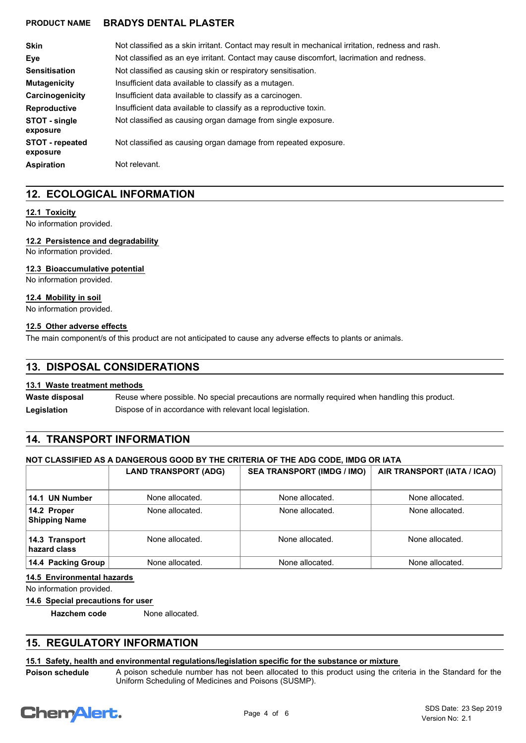| | |
|---|---|
| **Skin** | Not classified as a skin irritant. Contact may result in mechanical irritation, redness and rash. |
| **Eye** | Not classified as an eye irritant. Contact may cause discomfort, lacrimation and redness. |
| **Sensitisation** | Not classified as causing skin or respiratory sensitisation. |
| **Mutagenicity** | Insufficient data available to classify as a mutagen. |
| **Carcinogenicity** | Insufficient data available to classify as a carcinogen. |
| **Reproductive** | Insufficient data available to classify as a reproductive toxin. |
| **STOT - single exposure** | Not classified as causing organ damage from single exposure. |
| **STOT - repeated exposure** | Not classified as causing organ damage from repeated exposure. |
| **Aspiration** | Not relevant. |

## 12. ECOLOGICAL INFORMATION

### 12.1 Toxicity

No information provided.

### 12.2 Persistence and degradability

No information provided.

### 12.3 Bioaccumulative potential

No information provided.

### 12.4 Mobility in soil

No information provided.

### 12.5 Other adverse effects

The main component/s of this product are not anticipated to cause any adverse effects to plants or animals.

## 13. DISPOSAL CONSIDERATIONS

### 13.1 Waste treatment methods

| | |
|---|---|
| **Waste disposal** | Reuse where possible. No special precautions are normally required when handling this product. |
| **Legislation** | Dispose of in accordance with relevant local legislation. |

## 14. TRANSPORT INFORMATION

**NOT CLASSIFIED AS A DANGEROUS GOOD BY THE CRITERIA OF THE ADG CODE, IMDG OR IATA**

| | LAND TRANSPORT (ADG) | SEA TRANSPORT (IMDG / IMO) | AIR TRANSPORT (IATA / ICAO) |
|---|---|---|---|
| **14.1 UN Number** | None allocated. | None allocated. | None allocated. |
| **14.2 Proper Shipping Name** | None allocated. | None allocated. | None allocated. |
| **14.3 Transport hazard class** | None allocated. | None allocated. | None allocated. |
| **14.4 Packing Group** | None allocated. | None allocated. | None allocated. |

### 14.5 Environmental hazards

No information provided.

### 14.6 Special precautions for user

**Hazchem code** None allocated.

## 15. REGULATORY INFORMATION

### 15.1 Safety, health and environmental regulations/legislation specific for the substance or mixture

| | |
|---|---|
| **Poison schedule** | A poison schedule number has not been allocated to this product using the criteria in the Standard for the Uniform Scheduling of Medicines and Poisons (SUSMP). |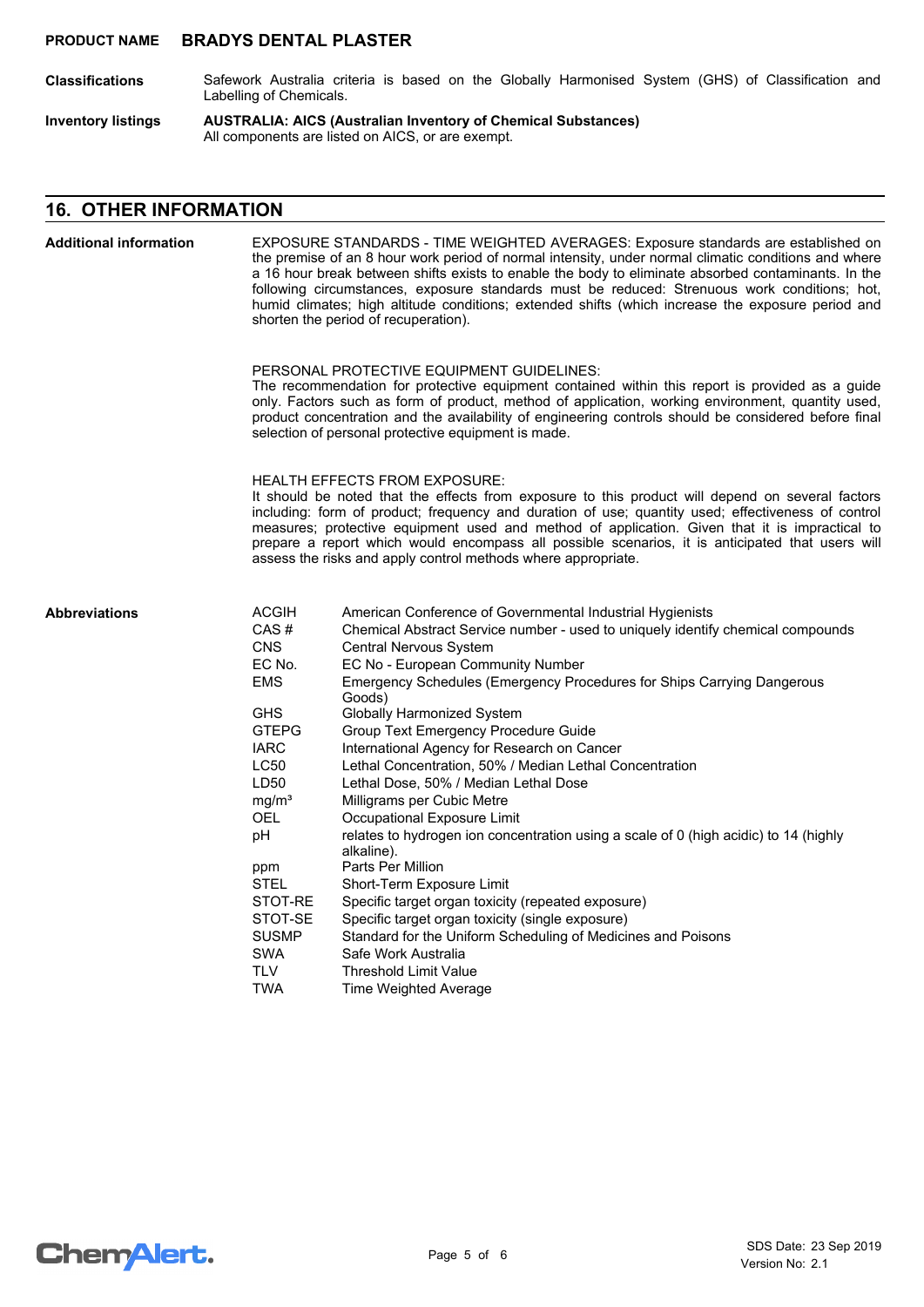**Classifications** Safework Australia criteria is based on the Globally Harmonised System (GHS) of Classification and Labelling of Chemicals.

**Inventory listings** **AUSTRALIA: AICS (Australian Inventory of Chemical Substances)**
All components are listed on AICS, or are exempt.

## 16. OTHER INFORMATION

**Additional information**

EXPOSURE STANDARDS - TIME WEIGHTED AVERAGES: Exposure standards are established on the premise of an 8 hour work period of normal intensity, under normal climatic conditions and where a 16 hour break between shifts exists to enable the body to eliminate absorbed contaminants. In the following circumstances, exposure standards must be reduced: Strenuous work conditions; hot, humid climates; high altitude conditions; extended shifts (which increase the exposure period and shorten the period of recuperation).

PERSONAL PROTECTIVE EQUIPMENT GUIDELINES:
The recommendation for protective equipment contained within this report is provided as a guide only. Factors such as form of product, method of application, working environment, quantity used, product concentration and the availability of engineering controls should be considered before final selection of personal protective equipment is made.

HEALTH EFFECTS FROM EXPOSURE:
It should be noted that the effects from exposure to this product will depend on several factors including: form of product; frequency and duration of use; quantity used; effectiveness of control measures; protective equipment used and method of application. Given that it is impractical to prepare a report which would encompass all possible scenarios, it is anticipated that users will assess the risks and apply control methods where appropriate.

**Abbreviations**

| | |
|---|---|
| ACGIH | American Conference of Governmental Industrial Hygienists |
| CAS # | Chemical Abstract Service number - used to uniquely identify chemical compounds |
| CNS | Central Nervous System |
| EC No. | EC No - European Community Number |
| EMS | Emergency Schedules (Emergency Procedures for Ships Carrying Dangerous Goods) |
| GHS | Globally Harmonized System |
| GTEPG | Group Text Emergency Procedure Guide |
| IARC | International Agency for Research on Cancer |
| LC50 | Lethal Concentration, 50% / Median Lethal Concentration |
| LD50 | Lethal Dose, 50% / Median Lethal Dose |
| $mg/m^3$ | Milligrams per Cubic Metre |
| OEL | Occupational Exposure Limit |
| pH | relates to hydrogen ion concentration using a scale of 0 (high acidic) to 14 (highly alkaline). |
| ppm | Parts Per Million |
| STEL | Short-Term Exposure Limit |
| STOT-RE | Specific target organ toxicity (repeated exposure) |
| STOT-SE | Specific target organ toxicity (single exposure) |
| SUSMP | Standard for the Uniform Scheduling of Medicines and Poisons |
| SWA | Safe Work Australia |
| TLV | Threshold Limit Value |
| TWA | Time Weighted Average |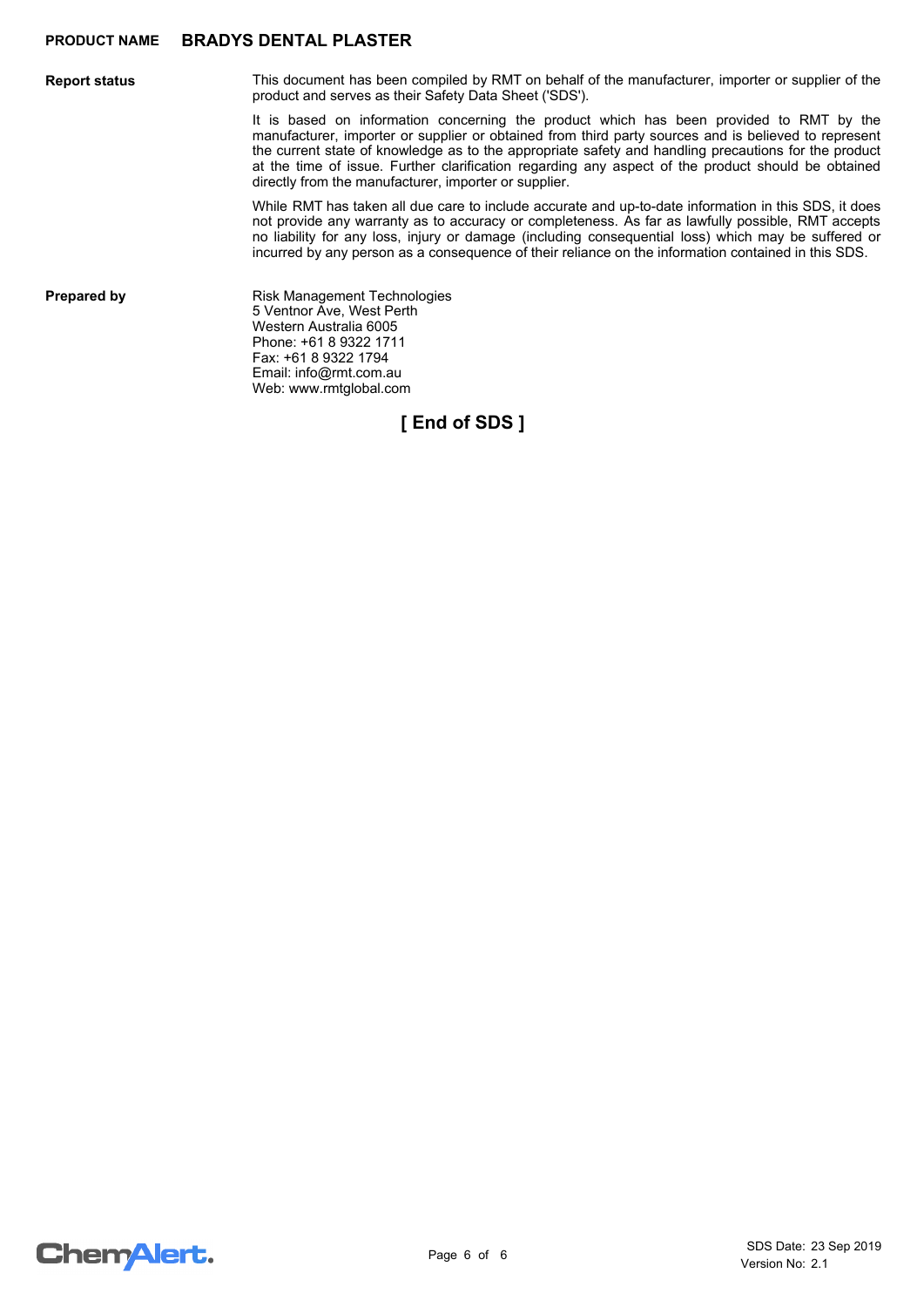**Report status**

This document has been compiled by RMT on behalf of the manufacturer, importer or supplier of the product and serves as their Safety Data Sheet ('SDS').

It is based on information concerning the product which has been provided to RMT by the manufacturer, importer or supplier or obtained from third party sources and is believed to represent the current state of knowledge as to the appropriate safety and handling precautions for the product at the time of issue. Further clarification regarding any aspect of the product should be obtained directly from the manufacturer, importer or supplier.

While RMT has taken all due care to include accurate and up-to-date information in this SDS, it does not provide any warranty as to accuracy or completeness. As far as lawfully possible, RMT accepts no liability for any loss, injury or damage (including consequential loss) which may be suffered or incurred by any person as a consequence of their reliance on the information contained in this SDS.

**Prepared by**

Risk Management Technologies
5 Ventnor Ave, West Perth
Western Australia 6005
Phone: +61 8 9322 1711
Fax: +61 8 9322 1794
Email: info@rmt.com.au
Web: www.rmtglobal.com

**[ End of SDS ]**